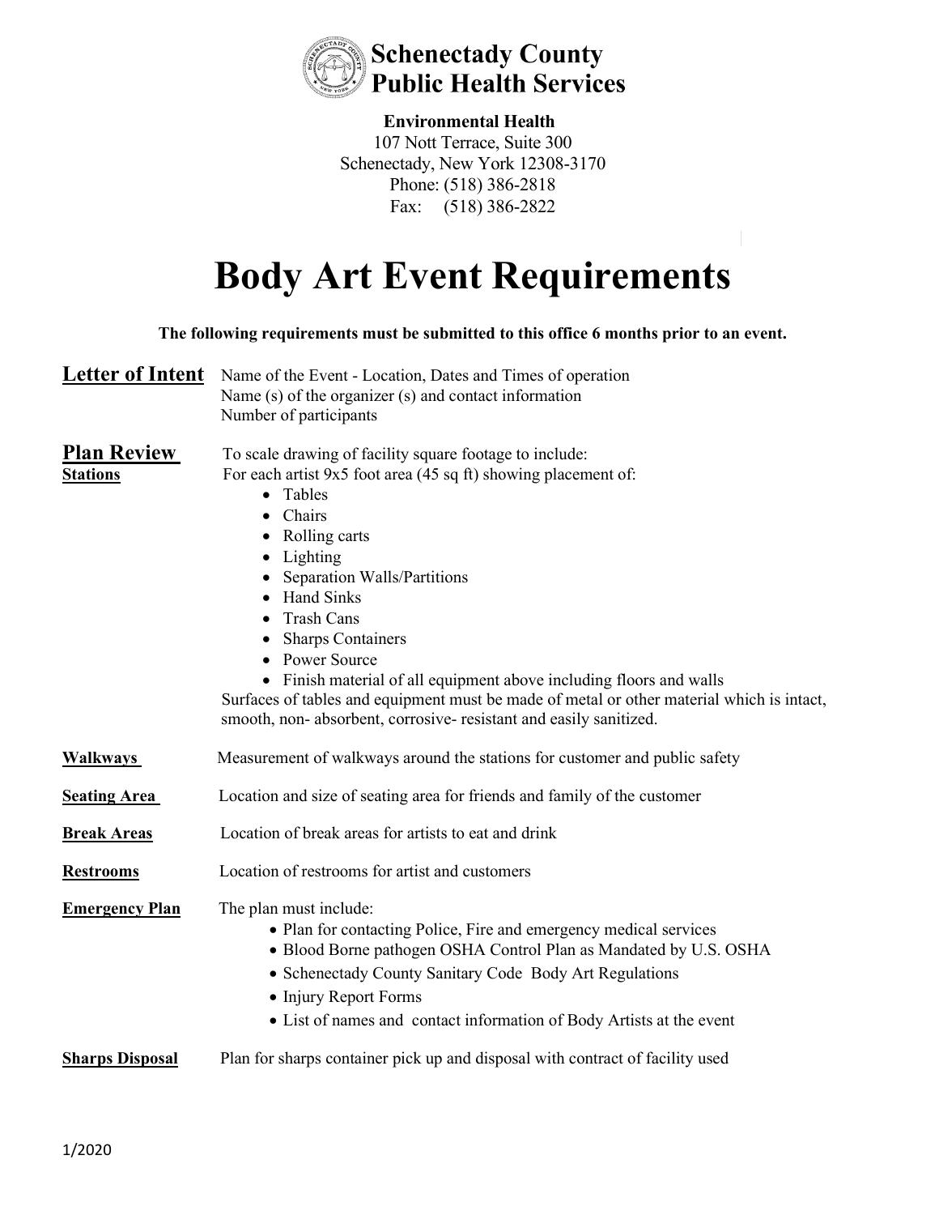**Schenectady County**
**Public Health Services**

**Environmental Health**
107 Nott Terrace, Suite 300
Schenectady, New York 12308-3170
Phone: (518) 386-2818
Fax: (518) 386-2822

# Body Art Event Requirements

**The following requirements must be submitted to this office 6 months prior to an event.**

## Letter of Intent

Name of the Event - Location, Dates and Times of operation
Name (s) of the organizer (s) and contact information
Number of participants

## Plan Review

**Stations**

To scale drawing of facility square footage to include:
For each artist 9x5 foot area (45 sq ft) showing placement of:

- Tables
- Chairs
- Rolling carts
- Lighting
- Separation Walls/Partitions
- Hand Sinks
- Trash Cans
- Sharps Containers
- Power Source
- Finish material of all equipment above including floors and walls

Surfaces of tables and equipment must be made of metal or other material which is intact, smooth, non- absorbent, corrosive- resistant and easily sanitized.

**Walkways**

Measurement of walkways around the stations for customer and public safety

**Seating Area**

Location and size of seating area for friends and family of the customer

**Break Areas**

Location of break areas for artists to eat and drink

**Restrooms**

Location of restrooms for artist and customers

**Emergency Plan**

The plan must include:

- Plan for contacting Police, Fire and emergency medical services
- Blood Borne pathogen OSHA Control Plan as Mandated by U.S. OSHA
- Schenectady County Sanitary Code Body Art Regulations
- Injury Report Forms
- List of names and contact information of Body Artists at the event

**Sharps Disposal**

Plan for sharps container pick up and disposal with contract of facility used

1/2020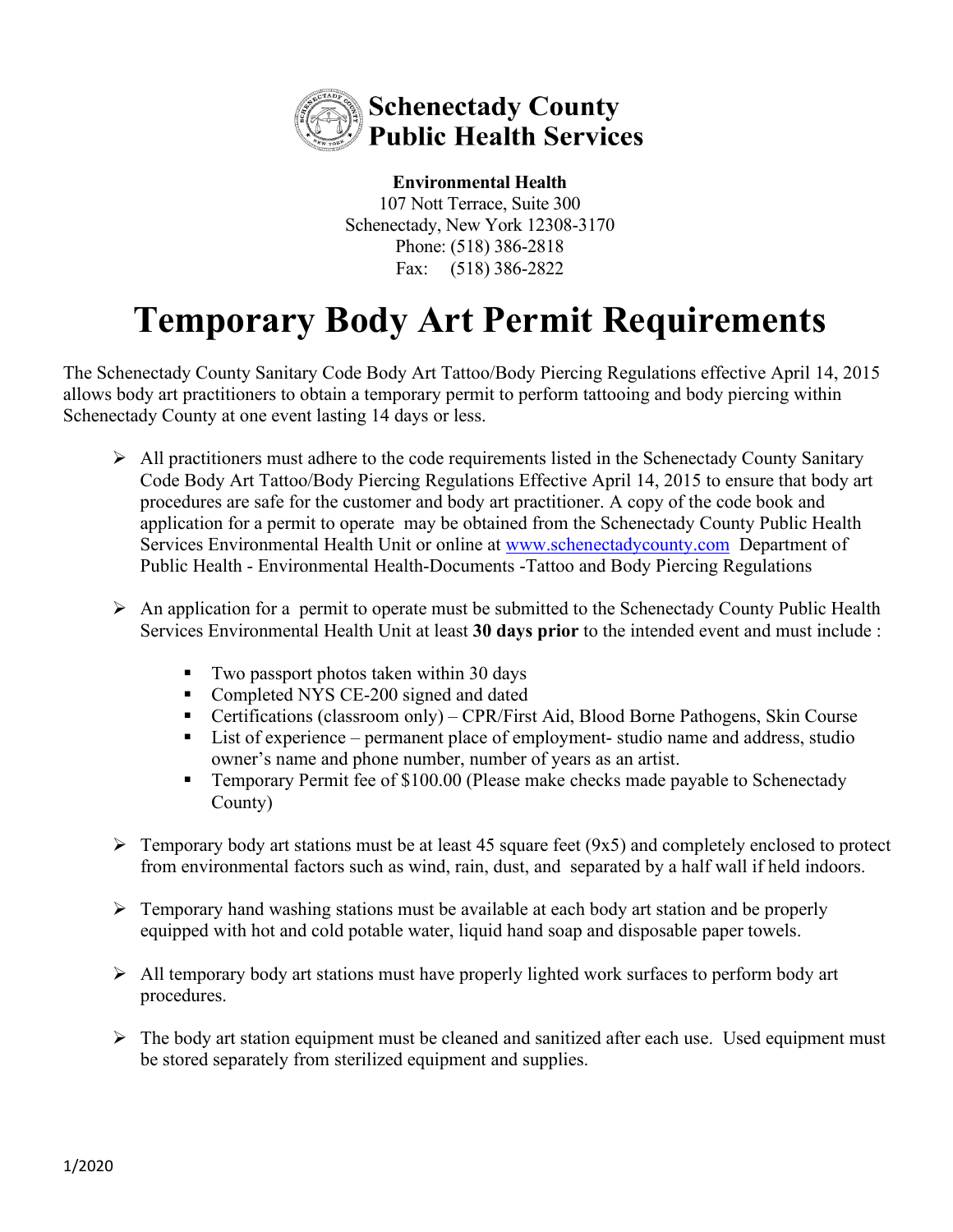# Schenectady County Public Health Services

**Environmental Health**
107 Nott Terrace, Suite 300
Schenectady, New York 12308-3170
Phone: (518) 386-2818
Fax: (518) 386-2822

# Temporary Body Art Permit Requirements

The Schenectady County Sanitary Code Body Art Tattoo/Body Piercing Regulations effective April 14, 2015 allows body art practitioners to obtain a temporary permit to perform tattooing and body piercing within Schenectady County at one event lasting 14 days or less.

- All practitioners must adhere to the code requirements listed in the Schenectady County Sanitary Code Body Art Tattoo/Body Piercing Regulations Effective April 14, 2015 to ensure that body art procedures are safe for the customer and body art practitioner. A copy of the code book and application for a permit to operate may be obtained from the Schenectady County Public Health Services Environmental Health Unit or online at [www.schenectadycounty.com](www.schenectadycounty.com) Department of Public Health - Environmental Health-Documents -Tattoo and Body Piercing Regulations

- An application for a permit to operate must be submitted to the Schenectady County Public Health Services Environmental Health Unit at least **30 days prior** to the intended event and must include :

  - Two passport photos taken within 30 days
  - Completed NYS CE-200 signed and dated
  - Certifications (classroom only) – CPR/First Aid, Blood Borne Pathogens, Skin Course
  - List of experience – permanent place of employment- studio name and address, studio owner's name and phone number, number of years as an artist.
  - Temporary Permit fee of $100.00 (Please make checks made payable to Schenectady County)

- Temporary body art stations must be at least 45 square feet (9x5) and completely enclosed to protect from environmental factors such as wind, rain, dust, and separated by a half wall if held indoors.

- Temporary hand washing stations must be available at each body art station and be properly equipped with hot and cold potable water, liquid hand soap and disposable paper towels.

- All temporary body art stations must have properly lighted work surfaces to perform body art procedures.

- The body art station equipment must be cleaned and sanitized after each use. Used equipment must be stored separately from sterilized equipment and supplies.

1/2020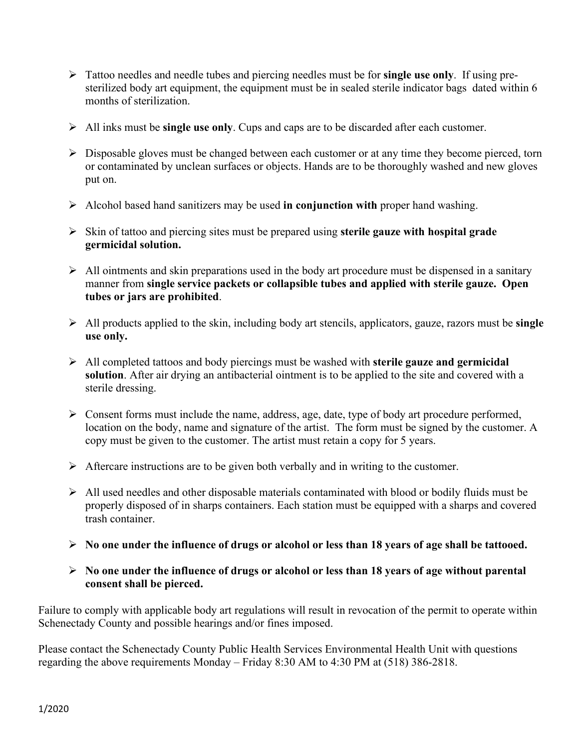- Tattoo needles and needle tubes and piercing needles must be for **single use only**. If using pre-sterilized body art equipment, the equipment must be in sealed sterile indicator bags dated within 6 months of sterilization.

- All inks must be **single use only**. Cups and caps are to be discarded after each customer.

- Disposable gloves must be changed between each customer or at any time they become pierced, torn or contaminated by unclean surfaces or objects. Hands are to be thoroughly washed and new gloves put on.

- Alcohol based hand sanitizers may be used **in conjunction with** proper hand washing.

- Skin of tattoo and piercing sites must be prepared using **sterile gauze with hospital grade germicidal solution.**

- All ointments and skin preparations used in the body art procedure must be dispensed in a sanitary manner from **single service packets or collapsible tubes and applied with sterile gauze. Open tubes or jars are prohibited**.

- All products applied to the skin, including body art stencils, applicators, gauze, razors must be **single use only.**

- All completed tattoos and body piercings must be washed with **sterile gauze and germicidal solution**. After air drying an antibacterial ointment is to be applied to the site and covered with a sterile dressing.

- Consent forms must include the name, address, age, date, type of body art procedure performed, location on the body, name and signature of the artist. The form must be signed by the customer. A copy must be given to the customer. The artist must retain a copy for 5 years.

- Aftercare instructions are to be given both verbally and in writing to the customer.

- All used needles and other disposable materials contaminated with blood or bodily fluids must be properly disposed of in sharps containers. Each station must be equipped with a sharps and covered trash container.

- **No one under the influence of drugs or alcohol or less than 18 years of age shall be tattooed.**

- **No one under the influence of drugs or alcohol or less than 18 years of age without parental consent shall be pierced.**

Failure to comply with applicable body art regulations will result in revocation of the permit to operate within Schenectady County and possible hearings and/or fines imposed.

Please contact the Schenectady County Public Health Services Environmental Health Unit with questions regarding the above requirements Monday – Friday 8:30 AM to 4:30 PM at (518) 386-2818.

1/2020